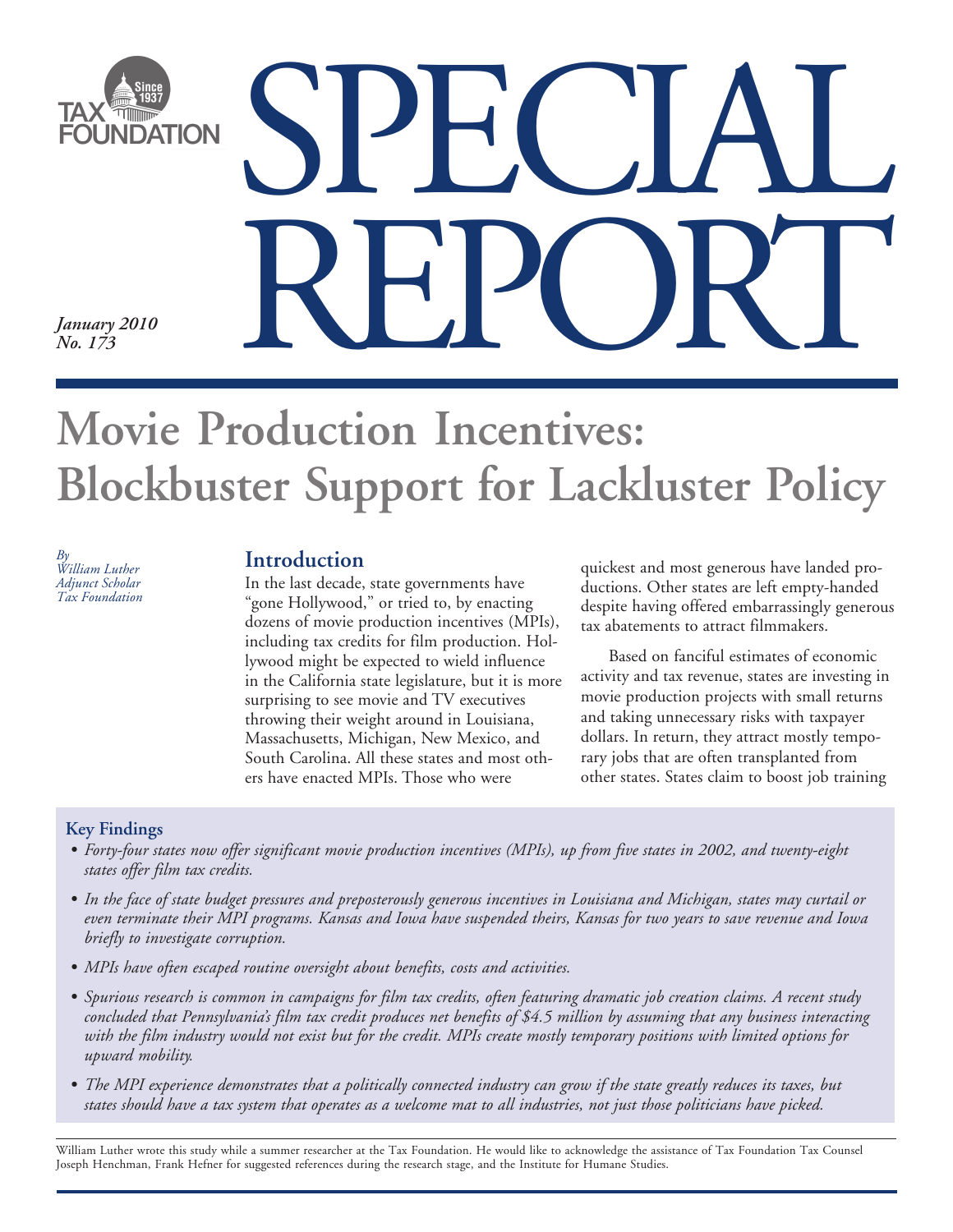TAX FOUNDATION

# SPECIAL REPORT

*January 2010*
*No. 173*

# Movie Production Incentives: Blockbuster Support for Lackluster Policy

*By*
*William Luther*
*Adjunct Scholar*
*Tax Foundation*

## Introduction

In the last decade, state governments have "gone Hollywood," or tried to, by enacting dozens of movie production incentives (MPIs), including tax credits for film production. Hollywood might be expected to wield influence in the California state legislature, but it is more surprising to see movie and TV executives throwing their weight around in Louisiana, Massachusetts, Michigan, New Mexico, and South Carolina. All these states and most others have enacted MPIs. Those who were quickest and most generous have landed productions. Other states are left empty-handed despite having offered embarrassingly generous tax abatements to attract filmmakers.

Based on fanciful estimates of economic activity and tax revenue, states are investing in movie production projects with small returns and taking unnecessary risks with taxpayer dollars. In return, they attract mostly temporary jobs that are often transplanted from other states. States claim to boost job training

### Key Findings

- *Forty-four states now offer significant movie production incentives (MPIs), up from five states in 2002, and twenty-eight states offer film tax credits.*
- *In the face of state budget pressures and preposterously generous incentives in Louisiana and Michigan, states may curtail or even terminate their MPI programs. Kansas and Iowa have suspended theirs, Kansas for two years to save revenue and Iowa briefly to investigate corruption.*
- *MPIs have often escaped routine oversight about benefits, costs and activities.*
- *Spurious research is common in campaigns for film tax credits, often featuring dramatic job creation claims. A recent study concluded that Pennsylvania's film tax credit produces net benefits of $4.5 million by assuming that any business interacting with the film industry would not exist but for the credit. MPIs create mostly temporary positions with limited options for upward mobility.*
- *The MPI experience demonstrates that a politically connected industry can grow if the state greatly reduces its taxes, but states should have a tax system that operates as a welcome mat to all industries, not just those politicians have picked.*

William Luther wrote this study while a summer researcher at the Tax Foundation. He would like to acknowledge the assistance of Tax Foundation Tax Counsel Joseph Henchman, Frank Hefner for suggested references during the research stage, and the Institute for Humane Studies.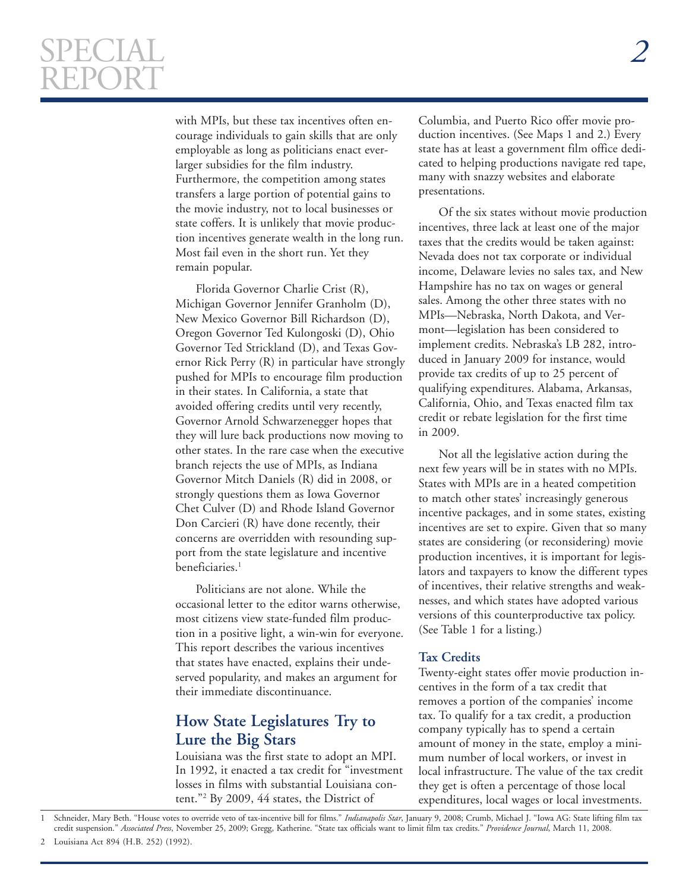with MPIs, but these tax incentives often encourage individuals to gain skills that are only employable as long as politicians enact ever-larger subsidies for the film industry. Furthermore, the competition among states transfers a large portion of potential gains to the movie industry, not to local businesses or state coffers. It is unlikely that movie production incentives generate wealth in the long run. Most fail even in the short run. Yet they remain popular.

Florida Governor Charlie Crist (R), Michigan Governor Jennifer Granholm (D), New Mexico Governor Bill Richardson (D), Oregon Governor Ted Kulongoski (D), Ohio Governor Ted Strickland (D), and Texas Governor Rick Perry (R) in particular have strongly pushed for MPIs to encourage film production in their states. In California, a state that avoided offering credits until very recently, Governor Arnold Schwarzenegger hopes that they will lure back productions now moving to other states. In the rare case when the executive branch rejects the use of MPIs, as Indiana Governor Mitch Daniels (R) did in 2008, or strongly questions them as Iowa Governor Chet Culver (D) and Rhode Island Governor Don Carcieri (R) have done recently, their concerns are overridden with resounding support from the state legislature and incentive beneficiaries.[1]

Politicians are not alone. While the occasional letter to the editor warns otherwise, most citizens view state-funded film production in a positive light, a win-win for everyone. This report describes the various incentives that states have enacted, explains their undeserved popularity, and makes an argument for their immediate discontinuance.

## How State Legislatures Try to Lure the Big Stars

Louisiana was the first state to adopt an MPI. In 1992, it enacted a tax credit for "investment losses in films with substantial Louisiana content."[2] By 2009, 44 states, the District of Columbia, and Puerto Rico offer movie production incentives. (See Maps 1 and 2.) Every state has at least a government film office dedicated to helping productions navigate red tape, many with snazzy websites and elaborate presentations.

Of the six states without movie production incentives, three lack at least one of the major taxes that the credits would be taken against: Nevada does not tax corporate or individual income, Delaware levies no sales tax, and New Hampshire has no tax on wages or general sales. Among the other three states with no MPIs—Nebraska, North Dakota, and Vermont—legislation has been considered to implement credits. Nebraska's LB 282, introduced in January 2009 for instance, would provide tax credits of up to 25 percent of qualifying expenditures. Alabama, Arkansas, California, Ohio, and Texas enacted film tax credit or rebate legislation for the first time in 2009.

Not all the legislative action during the next few years will be in states with no MPIs. States with MPIs are in a heated competition to match other states' increasingly generous incentive packages, and in some states, existing incentives are set to expire. Given that so many states are considering (or reconsidering) movie production incentives, it is important for legislators and taxpayers to know the different types of incentives, their relative strengths and weaknesses, and which states have adopted various versions of this counterproductive tax policy. (See Table 1 for a listing.)

### Tax Credits

Twenty-eight states offer movie production incentives in the form of a tax credit that removes a portion of the companies' income tax. To qualify for a tax credit, a production company typically has to spend a certain amount of money in the state, employ a minimum number of local workers, or invest in local infrastructure. The value of the tax credit they get is often a percentage of those local expenditures, local wages or local investments.

---

1 Schneider, Mary Beth. "House votes to override veto of tax-incentive bill for films." *Indianapolis Star*, January 9, 2008; Crumb, Michael J. "Iowa AG: State lifting film tax credit suspension." *Associated Press*, November 25, 2009; Gregg, Katherine. "State tax officials want to limit film tax credits." *Providence Journal*, March 11, 2008.

2 Louisiana Act 894 (H.B. 252) (1992).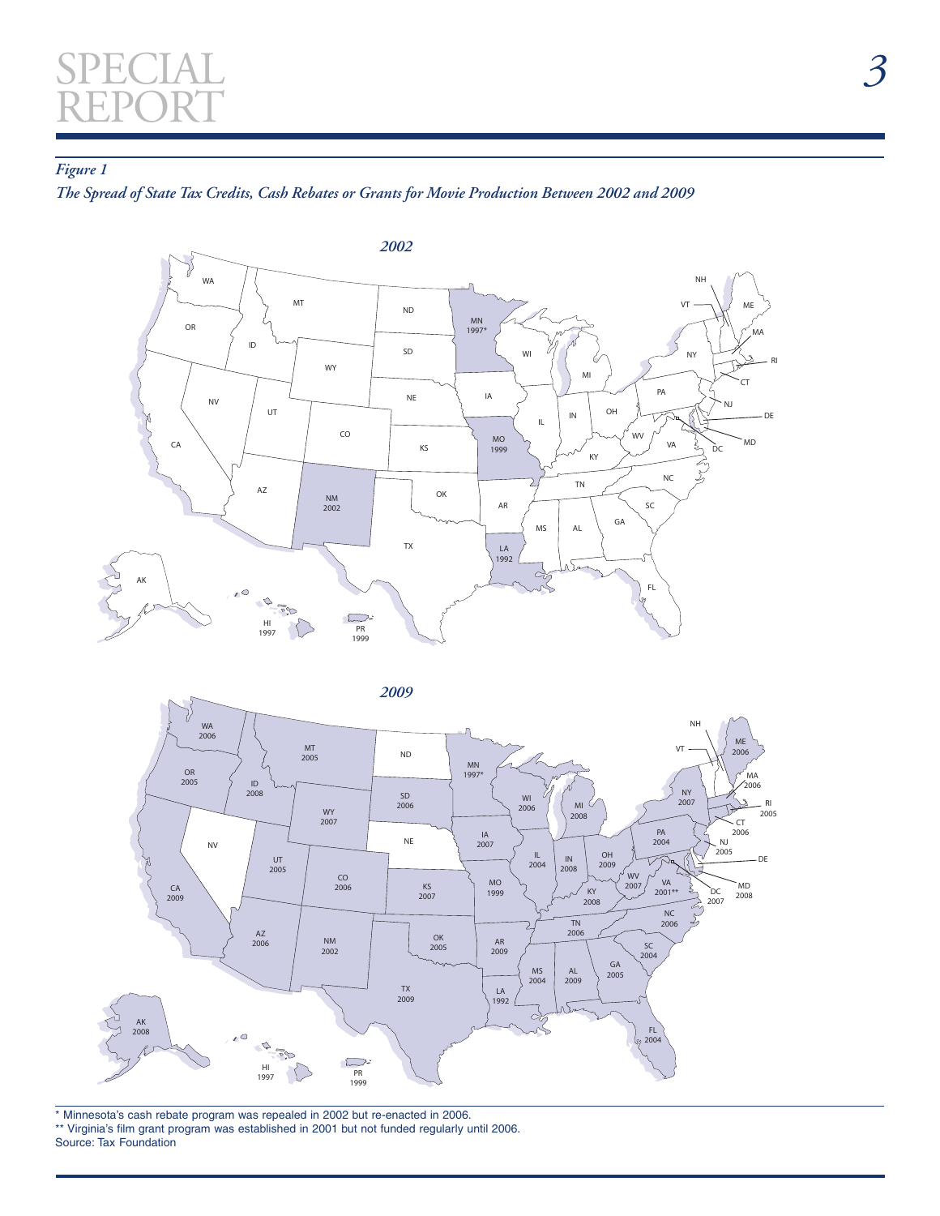*Figure 1*

***The Spread of State Tax Credits, Cash Rebates or Grants for Movie Production Between 2002 and 2009***

***2002***

***2009***

\* Minnesota's cash rebate program was repealed in 2002 but re-enacted in 2006.

\*\* Virginia's film grant program was established in 2001 but not funded regularly until 2006.

Source: Tax Foundation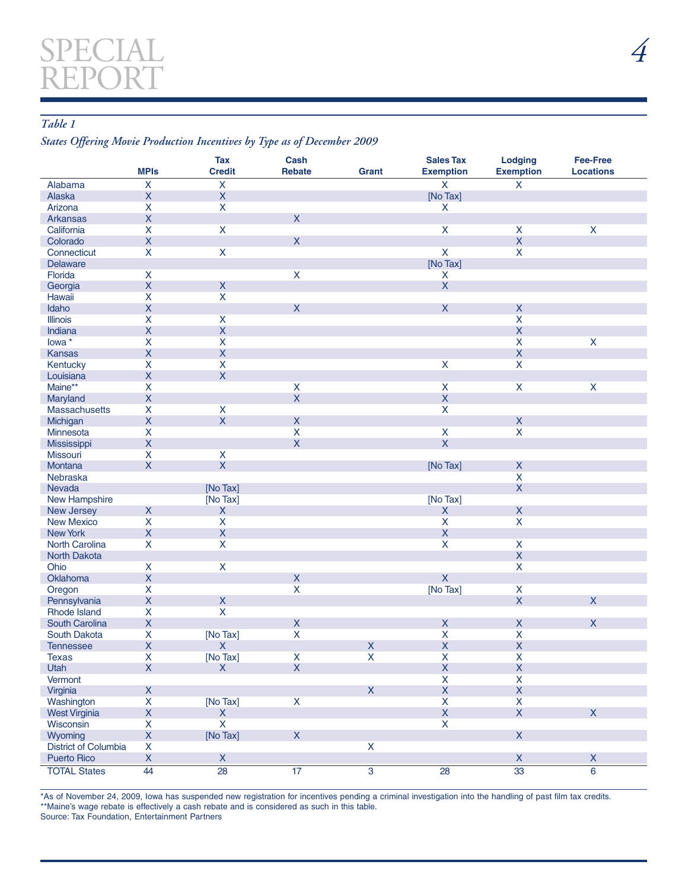*Table 1*

*States Offering Movie Production Incentives by Type as of December 2009*

| | MPIs | Tax Credit | Cash Rebate | Grant | Sales Tax Exemption | Lodging Exemption | Fee-Free Locations |
|---|---|---|---|---|---|---|---|
| Alabama | X | X | | | X | X | |
| Alaska | X | X | | | [No Tax] | | |
| Arizona | X | X | | | X | | |
| Arkansas | X | | X | | | | |
| California | X | X | | | X | X | X |
| Colorado | X | | X | | | X | |
| Connecticut | X | X | | | X | X | |
| Delaware | | | | | [No Tax] | | |
| Florida | X | | X | | X | | |
| Georgia | X | X | | | X | | |
| Hawaii | X | X | | | | | |
| Idaho | X | | X | | X | X | |
| Illinois | X | X | | | | X | |
| Indiana | X | X | | | | X | |
| Iowa * | X | X | | | | X | X |
| Kansas | X | X | | | | X | |
| Kentucky | X | X | | | X | X | |
| Louisiana | X | X | | | | | |
| Maine** | X | | X | | X | X | X |
| Maryland | X | | X | | X | | |
| Massachusetts | X | X | | | X | | |
| Michigan | X | X | X | | | X | |
| Minnesota | X | | X | | X | X | |
| Mississippi | X | | X | | X | | |
| Missouri | X | X | | | | | |
| Montana | X | X | | | [No Tax] | X | |
| Nebraska | | | | | | X | |
| Nevada | | [No Tax] | | | | X | |
| New Hampshire | | [No Tax] | | | [No Tax] | | |
| New Jersey | X | X | | | X | X | |
| New Mexico | X | X | | | X | X | |
| New York | X | X | | | X | | |
| North Carolina | X | X | | | X | X | |
| North Dakota | | | | | | X | |
| Ohio | X | X | | | | X | |
| Oklahoma | X | | X | | X | | |
| Oregon | X | | X | | [No Tax] | X | |
| Pennsylvania | X | X | | | | X | X |
| Rhode Island | X | X | | | | | |
| South Carolina | X | | X | | X | X | X |
| South Dakota | X | [No Tax] | X | | X | X | |
| Tennessee | X | X | | X | X | X | |
| Texas | X | [No Tax] | X | X | X | X | |
| Utah | X | X | X | | X | X | |
| Vermont | | | | | X | X | |
| Virginia | X | | | X | X | X | |
| Washington | X | [No Tax] | X | | X | X | |
| West Virginia | X | X | | | X | X | X |
| Wisconsin | X | X | | | X | | |
| Wyoming | X | [No Tax] | X | | | X | |
| District of Columbia | X | | | X | | | |
| Puerto Rico | X | X | | | | X | X |
| TOTAL States | 44 | 28 | 17 | 3 | 28 | 33 | 6 |

*As of November 24, 2009, Iowa has suspended new registration for incentives pending a criminal investigation into the handling of past film tax credits.
**Maine's wage rebate is effectively a cash rebate and is considered as such in this table.
Source: Tax Foundation, Entertainment Partners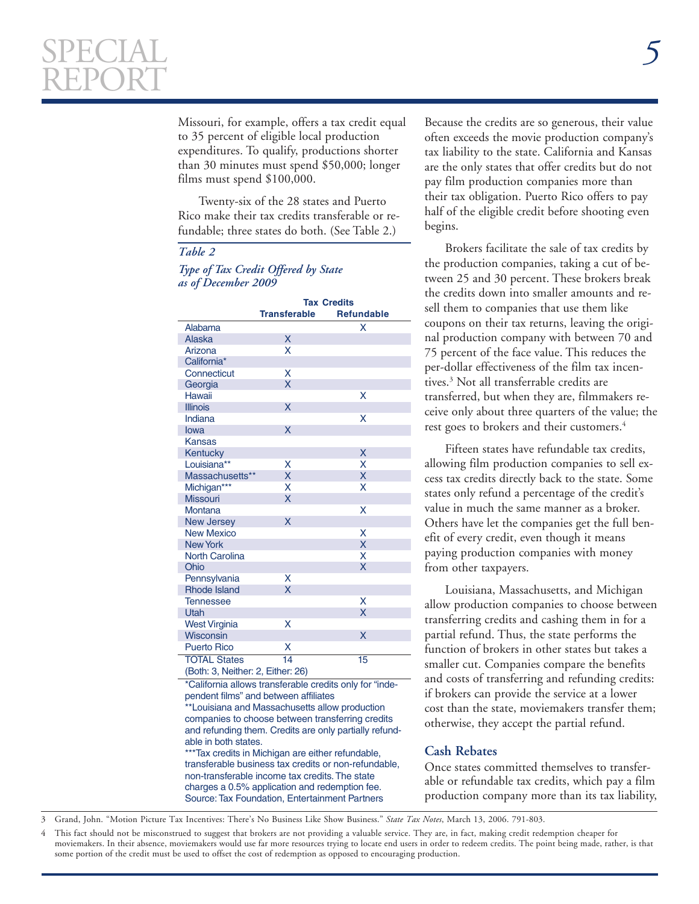Missouri, for example, offers a tax credit equal to 35 percent of eligible local production expenditures. To qualify, productions shorter than 30 minutes must spend $50,000; longer films must spend $100,000.

Twenty-six of the 28 states and Puerto Rico make their tax credits transferable or refundable; three states do both. (See Table 2.)

*Table 2*

*Type of Tax Credit Offered by State as of December 2009*

| | Tax Credits | |
|---|---|---|
| | **Transferable** | **Refundable** |
| Alabama | | X |
| Alaska | X | |
| Arizona | X | |
| California* | | |
| Connecticut | X | |
| Georgia | X | |
| Hawaii | | X |
| Illinois | X | |
| Indiana | | X |
| Iowa | X | |
| Kansas | | |
| Kentucky | | X |
| Louisiana** | X | X |
| Massachusetts** | X | X |
| Michigan*** | X | X |
| Missouri | X | |
| Montana | | X |
| New Jersey | X | |
| New Mexico | | X |
| New York | | X |
| North Carolina | | X |
| Ohio | | X |
| Pennsylvania | X | |
| Rhode Island | X | |
| Tennessee | | X |
| Utah | | X |
| West Virginia | X | |
| Wisconsin | | X |
| Puerto Rico | X | |
| TOTAL States | 14 | 15 |
| (Both: 3, Neither: 2, Either: 26) | | |

*California allows transferable credits only for "independent films" and between affiliates

**Louisiana and Massachusetts allow production companies to choose between transferring credits and refunding them. Credits are only partially refundable in both states.

***Tax credits in Michigan are either refundable, transferable business tax credits or non-refundable, non-transferable income tax credits. The state charges a 0.5% application and redemption fee.

Source: Tax Foundation, Entertainment Partners

Because the credits are so generous, their value often exceeds the movie production company's tax liability to the state. California and Kansas are the only states that offer credits but do not pay film production companies more than their tax obligation. Puerto Rico offers to pay half of the eligible credit before shooting even begins.

Brokers facilitate the sale of tax credits by the production companies, taking a cut of between 25 and 30 percent. These brokers break the credits down into smaller amounts and resell them to companies that use them like coupons on their tax returns, leaving the original production company with between 70 and 75 percent of the face value. This reduces the per-dollar effectiveness of the film tax incentives.[3] Not all transferrable credits are transferred, but when they are, filmmakers receive only about three quarters of the value; the rest goes to brokers and their customers.[4]

Fifteen states have refundable tax credits, allowing film production companies to sell excess tax credits directly back to the state. Some states only refund a percentage of the credit's value in much the same manner as a broker. Others have let the companies get the full benefit of every credit, even though it means paying production companies with money from other taxpayers.

Louisiana, Massachusetts, and Michigan allow production companies to choose between transferring credits and cashing them in for a partial refund. Thus, the state performs the function of brokers in other states but takes a smaller cut. Companies compare the benefits and costs of transferring and refunding credits: if brokers can provide the service at a lower cost than the state, moviemakers transfer them; otherwise, they accept the partial refund.

## Cash Rebates

Once states committed themselves to transferable or refundable tax credits, which pay a film production company more than its tax liability,

3 Grand, John. "Motion Picture Tax Incentives: There's No Business Like Show Business." *State Tax Notes*, March 13, 2006. 791-803.

4 This fact should not be misconstrued to suggest that brokers are not providing a valuable service. They are, in fact, making credit redemption cheaper for moviemakers. In their absence, moviemakers would use far more resources trying to locate end users in order to redeem credits. The point being made, rather, is that some portion of the credit must be used to offset the cost of redemption as opposed to encouraging production.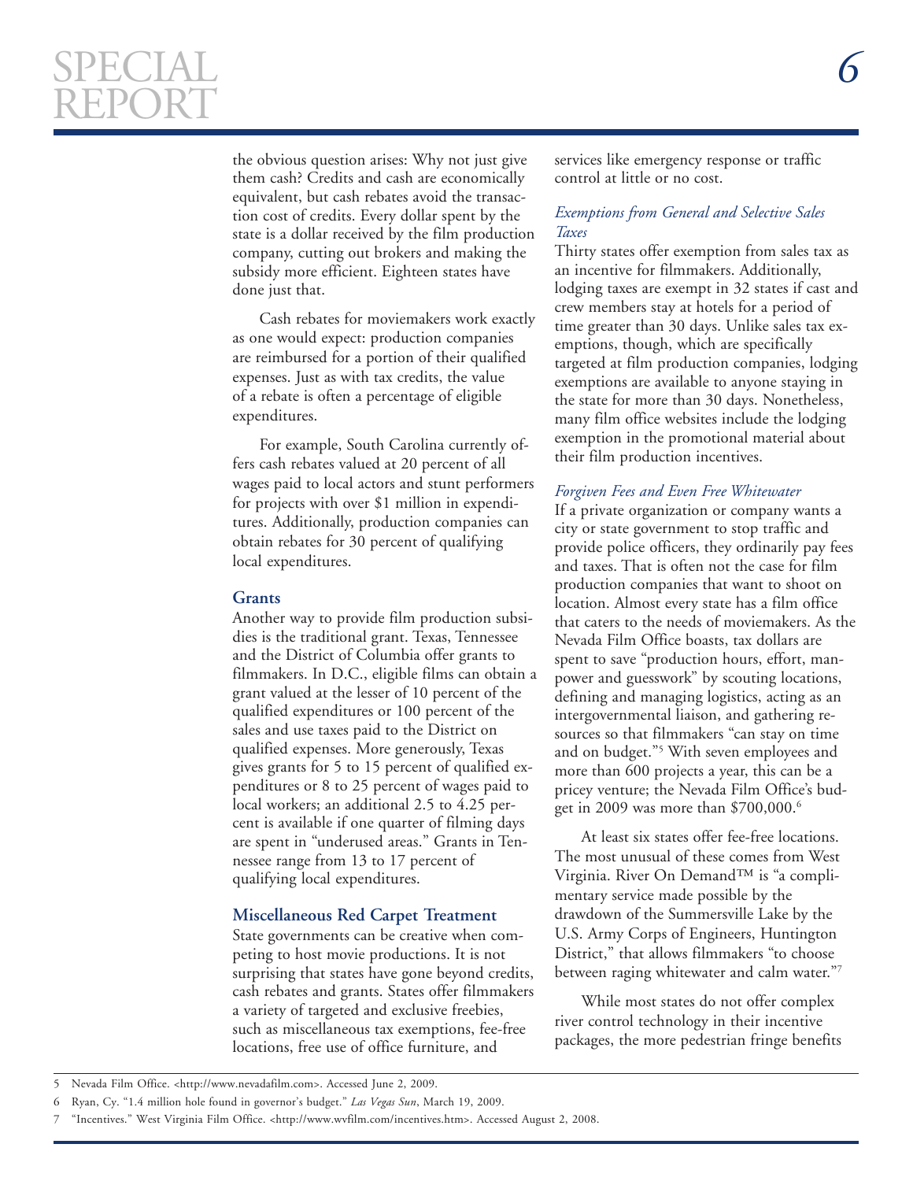the obvious question arises: Why not just give them cash? Credits and cash are economically equivalent, but cash rebates avoid the transaction cost of credits. Every dollar spent by the state is a dollar received by the film production company, cutting out brokers and making the subsidy more efficient. Eighteen states have done just that.

Cash rebates for moviemakers work exactly as one would expect: production companies are reimbursed for a portion of their qualified expenses. Just as with tax credits, the value of a rebate is often a percentage of eligible expenditures.

For example, South Carolina currently offers cash rebates valued at 20 percent of all wages paid to local actors and stunt performers for projects with over $1 million in expenditures. Additionally, production companies can obtain rebates for 30 percent of qualifying local expenditures.

### Grants

Another way to provide film production subsidies is the traditional grant. Texas, Tennessee and the District of Columbia offer grants to filmmakers. In D.C., eligible films can obtain a grant valued at the lesser of 10 percent of the qualified expenditures or 100 percent of the sales and use taxes paid to the District on qualified expenses. More generously, Texas gives grants for 5 to 15 percent of qualified expenditures or 8 to 25 percent of wages paid to local workers; an additional 2.5 to 4.25 percent is available if one quarter of filming days are spent in "underused areas." Grants in Tennessee range from 13 to 17 percent of qualifying local expenditures.

### Miscellaneous Red Carpet Treatment

State governments can be creative when competing to host movie productions. It is not surprising that states have gone beyond credits, cash rebates and grants. States offer filmmakers a variety of targeted and exclusive freebies, such as miscellaneous tax exemptions, fee-free locations, free use of office furniture, and services like emergency response or traffic control at little or no cost.

*Exemptions from General and Selective Sales Taxes*

Thirty states offer exemption from sales tax as an incentive for filmmakers. Additionally, lodging taxes are exempt in 32 states if cast and crew members stay at hotels for a period of time greater than 30 days. Unlike sales tax exemptions, though, which are specifically targeted at film production companies, lodging exemptions are available to anyone staying in the state for more than 30 days. Nonetheless, many film office websites include the lodging exemption in the promotional material about their film production incentives.

*Forgiven Fees and Even Free Whitewater*

If a private organization or company wants a city or state government to stop traffic and provide police officers, they ordinarily pay fees and taxes. That is often not the case for film production companies that want to shoot on location. Almost every state has a film office that caters to the needs of moviemakers. As the Nevada Film Office boasts, tax dollars are spent to save "production hours, effort, manpower and guesswork" by scouting locations, defining and managing logistics, acting as an intergovernmental liaison, and gathering resources so that filmmakers "can stay on time and on budget."[5] With seven employees and more than 600 projects a year, this can be a pricey venture; the Nevada Film Office's budget in 2009 was more than $700,000.[6]

At least six states offer fee-free locations. The most unusual of these comes from West Virginia. River On Demand™ is "a complimentary service made possible by the drawdown of the Summersville Lake by the U.S. Army Corps of Engineers, Huntington District," that allows filmmakers "to choose between raging whitewater and calm water."[7]

While most states do not offer complex river control technology in their incentive packages, the more pedestrian fringe benefits

---

5 Nevada Film Office. <http://www.nevadafilm.com>. Accessed June 2, 2009.

6 Ryan, Cy. "1.4 million hole found in governor's budget." *Las Vegas Sun*, March 19, 2009.

7 "Incentives." West Virginia Film Office. <http://www.wvfilm.com/incentives.htm>. Accessed August 2, 2008.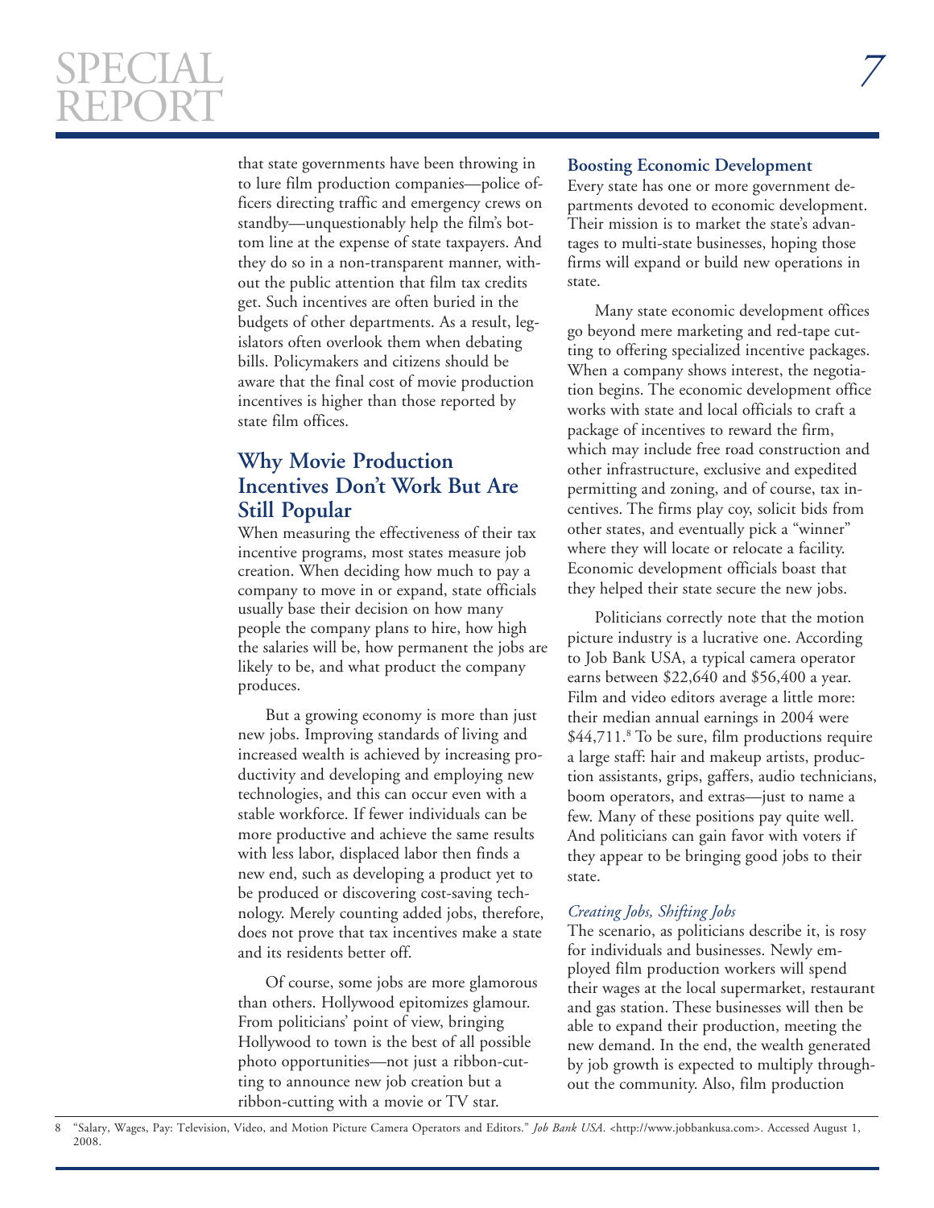that state governments have been throwing in to lure film production companies—police officers directing traffic and emergency crews on standby—unquestionably help the film's bottom line at the expense of state taxpayers. And they do so in a non-transparent manner, without the public attention that film tax credits get. Such incentives are often buried in the budgets of other departments. As a result, legislators often overlook them when debating bills. Policymakers and citizens should be aware that the final cost of movie production incentives is higher than those reported by state film offices.

## Why Movie Production Incentives Don't Work But Are Still Popular

When measuring the effectiveness of their tax incentive programs, most states measure job creation. When deciding how much to pay a company to move in or expand, state officials usually base their decision on how many people the company plans to hire, how high the salaries will be, how permanent the jobs are likely to be, and what product the company produces.

But a growing economy is more than just new jobs. Improving standards of living and increased wealth is achieved by increasing productivity and developing and employing new technologies, and this can occur even with a stable workforce. If fewer individuals can be more productive and achieve the same results with less labor, displaced labor then finds a new end, such as developing a product yet to be produced or discovering cost-saving technology. Merely counting added jobs, therefore, does not prove that tax incentives make a state and its residents better off.

Of course, some jobs are more glamorous than others. Hollywood epitomizes glamour. From politicians' point of view, bringing Hollywood to town is the best of all possible photo opportunities—not just a ribbon-cutting to announce new job creation but a ribbon-cutting with a movie or TV star.

### Boosting Economic Development

Every state has one or more government departments devoted to economic development. Their mission is to market the state's advantages to multi-state businesses, hoping those firms will expand or build new operations in state.

Many state economic development offices go beyond mere marketing and red-tape cutting to offering specialized incentive packages. When a company shows interest, the negotiation begins. The economic development office works with state and local officials to craft a package of incentives to reward the firm, which may include free road construction and other infrastructure, exclusive and expedited permitting and zoning, and of course, tax incentives. The firms play coy, solicit bids from other states, and eventually pick a "winner" where they will locate or relocate a facility. Economic development officials boast that they helped their state secure the new jobs.

Politicians correctly note that the motion picture industry is a lucrative one. According to Job Bank USA, a typical camera operator earns between \$22,640 and \$56,400 a year. Film and video editors average a little more: their median annual earnings in 2004 were \$44,711.[8] To be sure, film productions require a large staff: hair and makeup artists, production assistants, grips, gaffers, audio technicians, boom operators, and extras—just to name a few. Many of these positions pay quite well. And politicians can gain favor with voters if they appear to be bringing good jobs to their state.

#### *Creating Jobs, Shifting Jobs*

The scenario, as politicians describe it, is rosy for individuals and businesses. Newly employed film production workers will spend their wages at the local supermarket, restaurant and gas station. These businesses will then be able to expand their production, meeting the new demand. In the end, the wealth generated by job growth is expected to multiply throughout the community. Also, film production

---

8 "Salary, Wages, Pay: Television, Video, and Motion Picture Camera Operators and Editors." *Job Bank USA.* <http://www.jobbankusa.com>. Accessed August 1, 2008.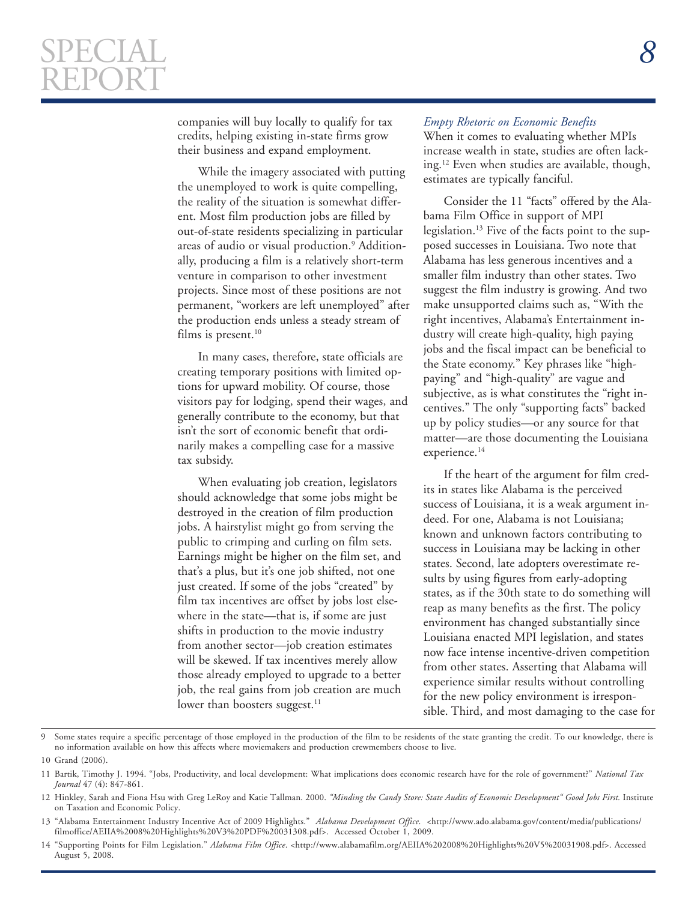companies will buy locally to qualify for tax credits, helping existing in-state firms grow their business and expand employment.

While the imagery associated with putting the unemployed to work is quite compelling, the reality of the situation is somewhat different. Most film production jobs are filled by out-of-state residents specializing in particular areas of audio or visual production.[9] Additionally, producing a film is a relatively short-term venture in comparison to other investment projects. Since most of these positions are not permanent, "workers are left unemployed" after the production ends unless a steady stream of films is present.[10]

In many cases, therefore, state officials are creating temporary positions with limited options for upward mobility. Of course, those visitors pay for lodging, spend their wages, and generally contribute to the economy, but that isn't the sort of economic benefit that ordinarily makes a compelling case for a massive tax subsidy.

When evaluating job creation, legislators should acknowledge that some jobs might be destroyed in the creation of film production jobs. A hairstylist might go from serving the public to crimping and curling on film sets. Earnings might be higher on the film set, and that's a plus, but it's one job shifted, not one just created. If some of the jobs "created" by film tax incentives are offset by jobs lost elsewhere in the state—that is, if some are just shifts in production to the movie industry from another sector—job creation estimates will be skewed. If tax incentives merely allow those already employed to upgrade to a better job, the real gains from job creation are much lower than boosters suggest.[11]

### *Empty Rhetoric on Economic Benefits*

When it comes to evaluating whether MPIs increase wealth in state, studies are often lacking.[12] Even when studies are available, though, estimates are typically fanciful.

Consider the 11 "facts" offered by the Alabama Film Office in support of MPI legislation.[13] Five of the facts point to the supposed successes in Louisiana. Two note that Alabama has less generous incentives and a smaller film industry than other states. Two suggest the film industry is growing. And two make unsupported claims such as, "With the right incentives, Alabama's Entertainment industry will create high-quality, high paying jobs and the fiscal impact can be beneficial to the State economy." Key phrases like "high-paying" and "high-quality" are vague and subjective, as is what constitutes the "right incentives." The only "supporting facts" backed up by policy studies—or any source for that matter—are those documenting the Louisiana experience.[14]

If the heart of the argument for film credits in states like Alabama is the perceived success of Louisiana, it is a weak argument indeed. For one, Alabama is not Louisiana; known and unknown factors contributing to success in Louisiana may be lacking in other states. Second, late adopters overestimate results by using figures from early-adopting states, as if the 30th state to do something will reap as many benefits as the first. The policy environment has changed substantially since Louisiana enacted MPI legislation, and states now face intense incentive-driven competition from other states. Asserting that Alabama will experience similar results without controlling for the new policy environment is irresponsible. Third, and most damaging to the case for

---

9 Some states require a specific percentage of those employed in the production of the film to be residents of the state granting the credit. To our knowledge, there is no information available on how this affects where moviemakers and production crewmembers choose to live.

10 Grand (2006).

11 Bartik, Timothy J. 1994. "Jobs, Productivity, and local development: What implications does economic research have for the role of government?" *National Tax Journal* 47 (4): 847-861.

12 Hinkley, Sarah and Fiona Hsu with Greg LeRoy and Katie Tallman. 2000. *"Minding the Candy Store: State Audits of Economic Development" Good Jobs First.* Institute on Taxation and Economic Policy.

13 "Alabama Entertainment Industry Incentive Act of 2009 Highlights." *Alabama Development Office*. <http://www.ado.alabama.gov/content/media/publications/filmoffice/AEIIA%2008%20Highlights%20V3%20PDF%20031308.pdf>. Accessed October 1, 2009.

14 "Supporting Points for Film Legislation." *Alabama Film Office*. <http://www.alabamafilm.org/AEIIA%202008%20Highlights%20V5%20031908.pdf>. Accessed August 5, 2008.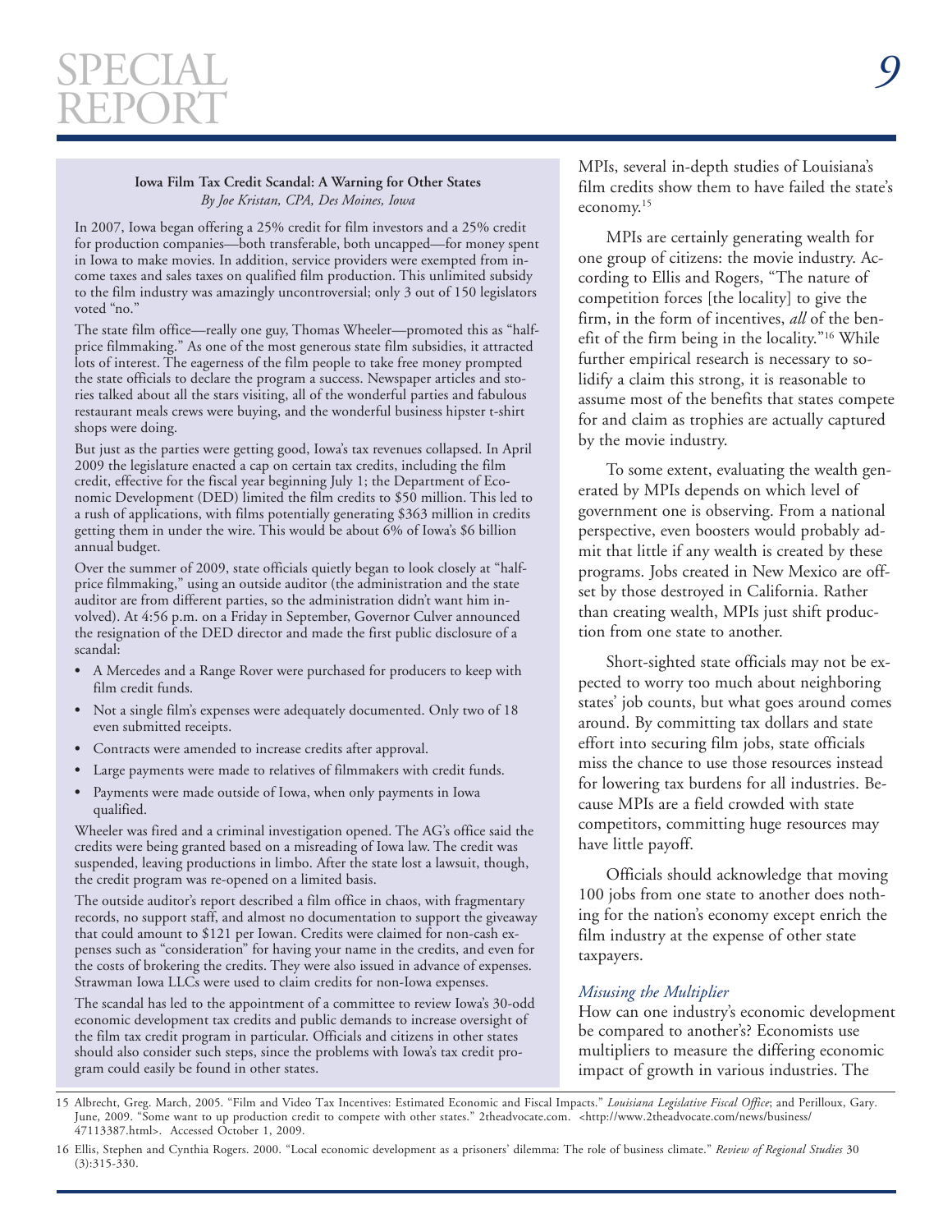### Iowa Film Tax Credit Scandal: A Warning for Other States

*By Joe Kristan, CPA, Des Moines, Iowa*

In 2007, Iowa began offering a 25% credit for film investors and a 25% credit for production companies—both transferable, both uncapped—for money spent in Iowa to make movies. In addition, service providers were exempted from income taxes and sales taxes on qualified film production. This unlimited subsidy to the film industry was amazingly uncontroversial; only 3 out of 150 legislators voted "no."

The state film office—really one guy, Thomas Wheeler—promoted this as "half-price filmmaking." As one of the most generous state film subsidies, it attracted lots of interest. The eagerness of the film people to take free money prompted the state officials to declare the program a success. Newspaper articles and stories talked about all the stars visiting, all of the wonderful parties and fabulous restaurant meals crews were buying, and the wonderful business hipster t-shirt shops were doing.

But just as the parties were getting good, Iowa's tax revenues collapsed. In April 2009 the legislature enacted a cap on certain tax credits, including the film credit, effective for the fiscal year beginning July 1; the Department of Economic Development (DED) limited the film credits to $50 million. This led to a rush of applications, with films potentially generating $363 million in credits getting them in under the wire. This would be about 6% of Iowa's $6 billion annual budget.

Over the summer of 2009, state officials quietly began to look closely at "half-price filmmaking," using an outside auditor (the administration and the state auditor are from different parties, so the administration didn't want him involved). At 4:56 p.m. on a Friday in September, Governor Culver announced the resignation of the DED director and made the first public disclosure of a scandal:

- A Mercedes and a Range Rover were purchased for producers to keep with film credit funds.
- Not a single film's expenses were adequately documented. Only two of 18 even submitted receipts.
- Contracts were amended to increase credits after approval.
- Large payments were made to relatives of filmmakers with credit funds.
- Payments were made outside of Iowa, when only payments in Iowa qualified.

Wheeler was fired and a criminal investigation opened. The AG's office said the credits were being granted based on a misreading of Iowa law. The credit was suspended, leaving productions in limbo. After the state lost a lawsuit, though, the credit program was re-opened on a limited basis.

The outside auditor's report described a film office in chaos, with fragmentary records, no support staff, and almost no documentation to support the giveaway that could amount to $121 per Iowan. Credits were claimed for non-cash expenses such as "consideration" for having your name in the credits, and even for the costs of brokering the credits. They were also issued in advance of expenses. Strawman Iowa LLCs were used to claim credits for non-Iowa expenses.

The scandal has led to the appointment of a committee to review Iowa's 30-odd economic development tax credits and public demands to increase oversight of the film tax credit program in particular. Officials and citizens in other states should also consider such steps, since the problems with Iowa's tax credit program could easily be found in other states.

MPIs, several in-depth studies of Louisiana's film credits show them to have failed the state's economy.[15]

MPIs are certainly generating wealth for one group of citizens: the movie industry. According to Ellis and Rogers, "The nature of competition forces [the locality] to give the firm, in the form of incentives, *all* of the benefit of the firm being in the locality."[16] While further empirical research is necessary to solidify a claim this strong, it is reasonable to assume most of the benefits that states compete for and claim as trophies are actually captured by the movie industry.

To some extent, evaluating the wealth generated by MPIs depends on which level of government one is observing. From a national perspective, even boosters would probably admit that little if any wealth is created by these programs. Jobs created in New Mexico are offset by those destroyed in California. Rather than creating wealth, MPIs just shift production from one state to another.

Short-sighted state officials may not be expected to worry too much about neighboring states' job counts, but what goes around comes around. By committing tax dollars and state effort into securing film jobs, state officials miss the chance to use those resources instead for lowering tax burdens for all industries. Because MPIs are a field crowded with state competitors, committing huge resources may have little payoff.

Officials should acknowledge that moving 100 jobs from one state to another does nothing for the nation's economy except enrich the film industry at the expense of other state taxpayers.

*Misusing the Multiplier*

How can one industry's economic development be compared to another's? Economists use multipliers to measure the differing economic impact of growth in various industries. The

15 Albrecht, Greg. March, 2005. "Film and Video Tax Incentives: Estimated Economic and Fiscal Impacts." *Louisiana Legislative Fiscal Office*; and Perilloux, Gary. June, 2009. "Some want to up production credit to compete with other states." 2theadvocate.com. <http://www.2theadvocate.com/news/business/47113387.html>. Accessed October 1, 2009.

16 Ellis, Stephen and Cynthia Rogers. 2000. "Local economic development as a prisoners' dilemma: The role of business climate." *Review of Regional Studies* 30 (3):315-330.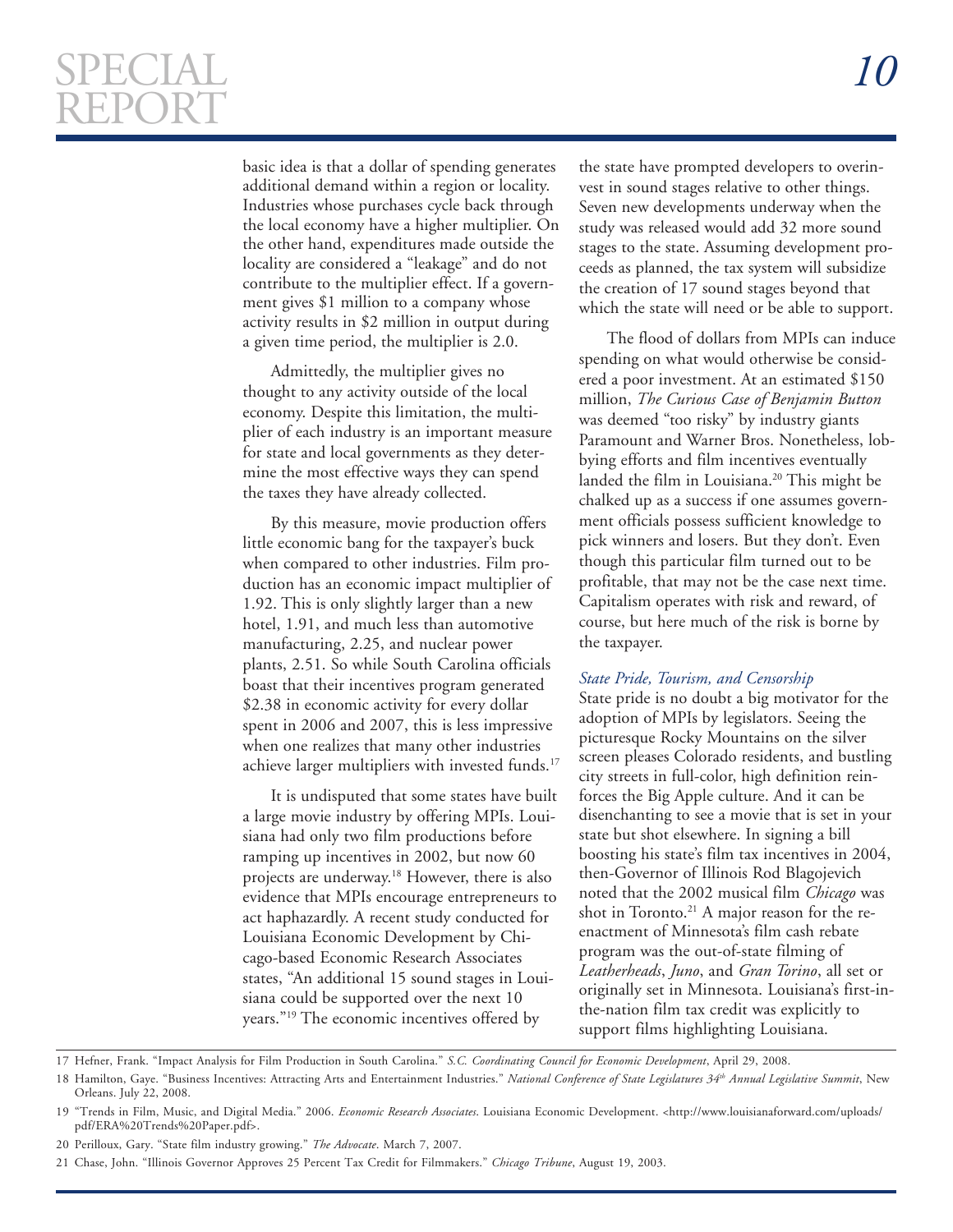basic idea is that a dollar of spending generates additional demand within a region or locality. Industries whose purchases cycle back through the local economy have a higher multiplier. On the other hand, expenditures made outside the locality are considered a "leakage" and do not contribute to the multiplier effect. If a government gives $1 million to a company whose activity results in $2 million in output during a given time period, the multiplier is 2.0.

Admittedly, the multiplier gives no thought to any activity outside of the local economy. Despite this limitation, the multiplier of each industry is an important measure for state and local governments as they determine the most effective ways they can spend the taxes they have already collected.

By this measure, movie production offers little economic bang for the taxpayer's buck when compared to other industries. Film production has an economic impact multiplier of 1.92. This is only slightly larger than a new hotel, 1.91, and much less than automotive manufacturing, 2.25, and nuclear power plants, 2.51. So while South Carolina officials boast that their incentives program generated $2.38 in economic activity for every dollar spent in 2006 and 2007, this is less impressive when one realizes that many other industries achieve larger multipliers with invested funds.[17]

It is undisputed that some states have built a large movie industry by offering MPIs. Louisiana had only two film productions in 2002, but now 60 projects are underway.[18] However, there is also evidence that MPIs encourage entrepreneurs to act haphazardly. A recent study conducted for Louisiana Economic Development by Chicago-based Economic Research Associates states, "An additional 15 sound stages in Louisiana could be supported over the next 10 years."[19] The economic incentives offered by the state have prompted developers to overinvest in sound stages relative to other things. Seven new developments underway when the study was released would add 32 more sound stages to the state. Assuming development proceeds as planned, the tax system will subsidize the creation of 17 sound stages beyond that which the state will need or be able to support.

The flood of dollars from MPIs can induce spending on what would otherwise be considered a poor investment. At an estimated $150 million, *The Curious Case of Benjamin Button* was deemed "too risky" by industry giants Paramount and Warner Bros. Nonetheless, lobbying efforts and film incentives eventually landed the film in Louisiana.[20] This might be chalked up as a success if one assumes government officials possess sufficient knowledge to pick winners and losers. But they don't. Even though this particular film turned out to be profitable, that may not be the case next time. Capitalism operates with risk and reward, of course, but here much of the risk is borne by the taxpayer.

### *State Pride, Tourism, and Censorship*

State pride is no doubt a big motivator for the adoption of MPIs by legislators. Seeing the picturesque Rocky Mountains on the silver screen pleases Colorado residents, and bustling city streets in full-color, high definition reinforces the Big Apple culture. And it can be disenchanting to see a movie that is set in your state but shot elsewhere. In signing a bill boosting his state's film tax incentives in 2004, then-Governor of Illinois Rod Blagojevich noted that the 2002 musical film *Chicago* was shot in Toronto.[21] A major reason for the reenactment of Minnesota's film cash rebate program was the out-of-state filming of *Leatherheads*, *Juno*, and *Gran Torino*, all set or originally set in Minnesota. Louisiana's first-in-the-nation film tax credit was explicitly to support films highlighting Louisiana.

---

17 Hefner, Frank. "Impact Analysis for Film Production in South Carolina." *S.C. Coordinating Council for Economic Development*, April 29, 2008.

18 Hamilton, Gaye. "Business Incentives: Attracting Arts and Entertainment Industries." *National Conference of State Legislatures 34th Annual Legislative Summit*, New Orleans. July 22, 2008.

19 "Trends in Film, Music, and Digital Media." 2006. *Economic Research Associates*. Louisiana Economic Development. <http://www.louisianaforward.com/uploads/pdf/ERA%20Trends%20Paper.pdf>.

20 Perilloux, Gary. "State film industry growing." *The Advocate*. March 7, 2007.

21 Chase, John. "Illinois Governor Approves 25 Percent Tax Credit for Filmmakers." *Chicago Tribune*, August 19, 2003.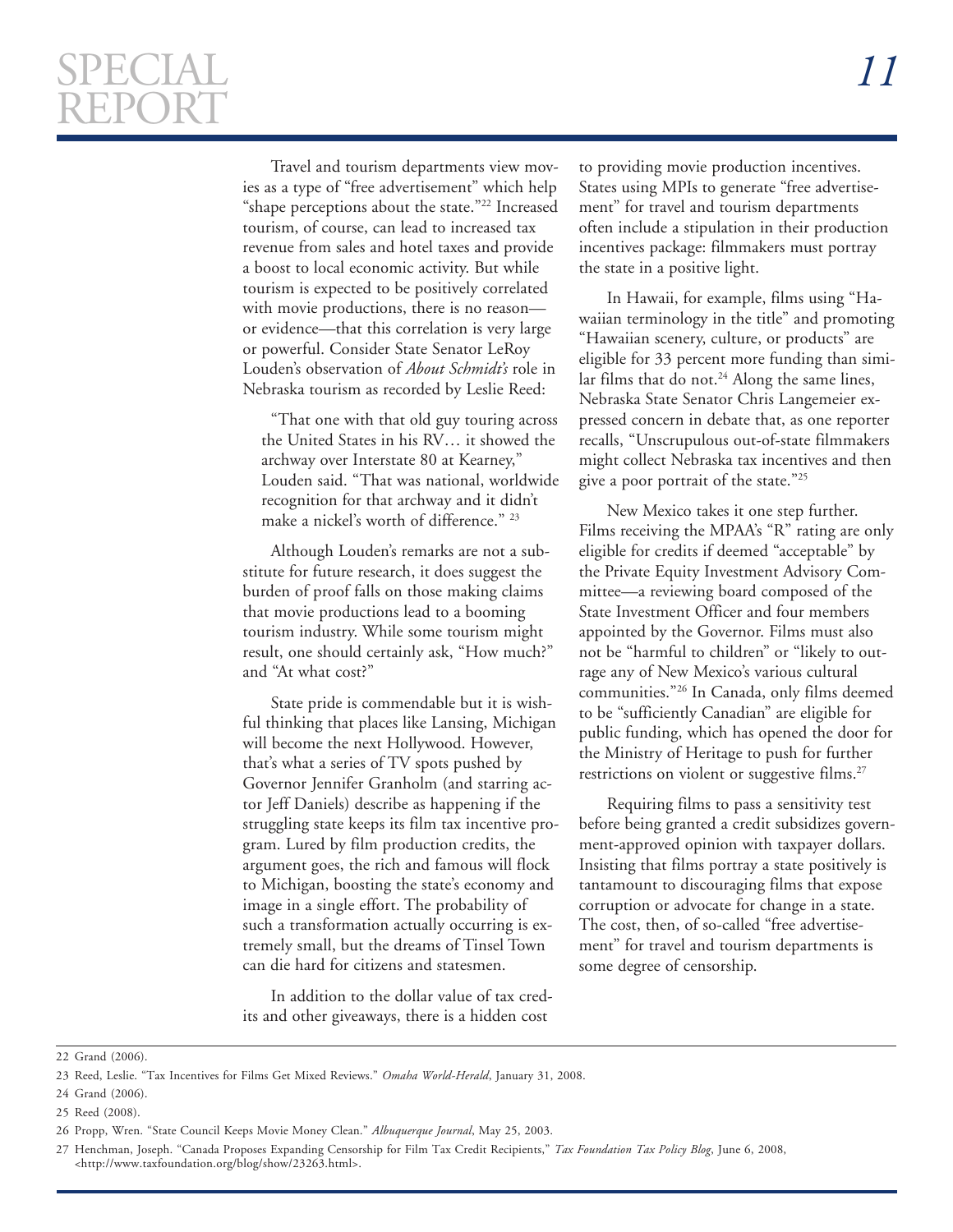Travel and tourism departments view movies as a type of "free advertisement" which help "shape perceptions about the state."[22] Increased tourism, of course, can lead to increased tax revenue from sales and hotel taxes and provide a boost to local economic activity. But while tourism is expected to be positively correlated with movie productions, there is no reason—or evidence—that this correlation is very large or powerful. Consider State Senator LeRoy Louden's observation of *About Schmidt's* role in Nebraska tourism as recorded by Leslie Reed:

> "That one with that old guy touring across the United States in his RV… it showed the archway over Interstate 80 at Kearney," Louden said. "That was national, worldwide recognition for that archway and it didn't make a nickel's worth of difference." [23]

Although Louden's remarks are not a substitute for future research, it does suggest the burden of proof falls on those making claims that movie productions lead to a booming tourism industry. While some tourism might result, one should certainly ask, "How much?" and "At what cost?"

State pride is commendable but it is wishful thinking that places like Lansing, Michigan will become the next Hollywood. However, that's what a series of TV spots pushed by Governor Jennifer Granholm (and starring actor Jeff Daniels) describe as happening if the struggling state keeps its film tax incentive program. Lured by film production credits, the argument goes, the rich and famous will flock to Michigan, boosting the state's economy and image in a single effort. The probability of such a transformation actually occurring is extremely small, but the dreams of Tinsel Town can die hard for citizens and statesmen.

In addition to the dollar value of tax credits and other giveaways, there is a hidden cost to providing movie production incentives. States using MPIs to generate "free advertisement" for travel and tourism departments often include a stipulation in their production incentives package: filmmakers must portray the state in a positive light.

In Hawaii, for example, films using "Hawaiian terminology in the title" and promoting "Hawaiian scenery, culture, or products" are eligible for 33 percent more funding than similar films that do not.[24] Along the same lines, Nebraska State Senator Chris Langemeier expressed concern in debate that, as one reporter recalls, "Unscrupulous out-of-state filmmakers might collect Nebraska tax incentives and then give a poor portrait of the state."[25]

New Mexico takes it one step further. Films receiving the MPAA's "R" rating are only eligible for credits if deemed "acceptable" by the Private Equity Investment Advisory Committee—a reviewing board composed of the State Investment Officer and four members appointed by the Governor. Films must also not be "harmful to children" or "likely to outrage any of New Mexico's various cultural communities."[26] In Canada, only films deemed to be "sufficiently Canadian" are eligible for public funding, which has opened the door for the Ministry of Heritage to push for further restrictions on violent or suggestive films.[27]

Requiring films to pass a sensitivity test before being granted a credit subsidizes government-approved opinion with taxpayer dollars. Insisting that films portray a state positively is tantamount to discouraging films that expose corruption or advocate for change in a state. The cost, then, of so-called "free advertisement" for travel and tourism departments is some degree of censorship.

---

22 Grand (2006).

23 Reed, Leslie. "Tax Incentives for Films Get Mixed Reviews." *Omaha World-Herald*, January 31, 2008.

24 Grand (2006).

25 Reed (2008).

26 Propp, Wren. "State Council Keeps Movie Money Clean." *Albuquerque Journal*, May 25, 2003.

27 Henchman, Joseph. "Canada Proposes Expanding Censorship for Film Tax Credit Recipients," *Tax Foundation Tax Policy Blog*, June 6, 2008, <http://www.taxfoundation.org/blog/show/23263.html>.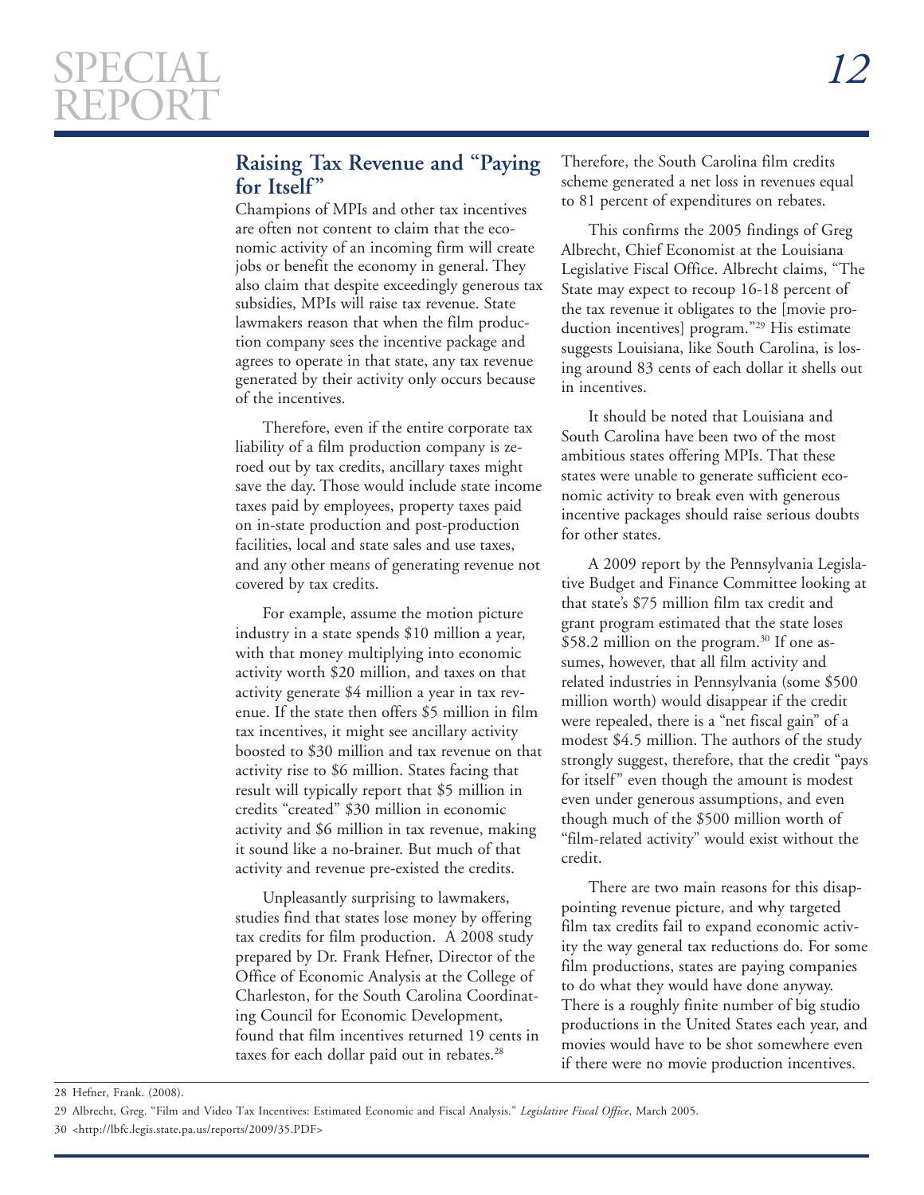## Raising Tax Revenue and "Paying for Itself"

Champions of MPIs and other tax incentives are often not content to claim that the economic activity of an incoming firm will create jobs or benefit the economy in general. They also claim that despite exceedingly generous tax subsidies, MPIs will raise tax revenue. State lawmakers reason that when the film production company sees the incentive package and agrees to operate in that state, any tax revenue generated by their activity only occurs because of the incentives.

Therefore, even if the entire corporate tax liability of a film production company is zeroed out by tax credits, ancillary taxes might save the day. Those would include state income taxes paid by employees, property taxes paid on in-state production and post-production facilities, local and state sales and use taxes, and any other means of generating revenue not covered by tax credits.

For example, assume the motion picture industry in a state spends $10 million a year, with that money multiplying into economic activity worth $20 million, and taxes on that activity generate $4 million a year in tax revenue. If the state then offers $5 million in film tax incentives, it might see ancillary activity boosted to $30 million and tax revenue on that activity rise to $6 million. States facing that result will typically report that $5 million in credits "created" $30 million in economic activity and $6 million in tax revenue, making it sound like a no-brainer. But much of that activity and revenue pre-existed the credits.

Unpleasantly surprising to lawmakers, studies find that states lose money by offering tax credits for film production. A 2008 study prepared by Dr. Frank Hefner, Director of the Office of Economic Analysis at the College of Charleston, for the South Carolina Coordinating Council for Economic Development, found that film incentives returned 19 cents in taxes for each dollar paid out in rebates.[28] Therefore, the South Carolina film credits scheme generated a net loss in revenues equal to 81 percent of expenditures on rebates.

This confirms the 2005 findings of Greg Albrecht, Chief Economist at the Louisiana Legislative Fiscal Office. Albrecht claims, "The State may expect to recoup 16-18 percent of the tax revenue it obligates to the [movie production incentives] program."[29] His estimate suggests Louisiana, like South Carolina, is losing around 83 cents of each dollar it shells out in incentives.

It should be noted that Louisiana and South Carolina have been two of the most ambitious states offering MPIs. That these states were unable to generate sufficient economic activity to break even with generous incentive packages should raise serious doubts for other states.

A 2009 report by the Pennsylvania Legislative Budget and Finance Committee looking at that state's $75 million film tax credit and grant program estimated that the state loses $58.2 million on the program.[30] If one assumes, however, that all film activity and related industries in Pennsylvania (some $500 million worth) would disappear if the credit were repealed, there is a "net fiscal gain" of a modest $4.5 million. The authors of the study strongly suggest, therefore, that the credit "pays for itself" even though the amount is modest even under generous assumptions, and even though much of the $500 million worth of "film-related activity" would exist without the credit.

There are two main reasons for this disappointing revenue picture, and why targeted film tax credits fail to expand economic activity the way general tax reductions do. For some film productions, states are paying companies to do what they would have done anyway. There is a roughly finite number of big studio productions in the United States each year, and movies would have to be shot somewhere even if there were no movie production incentives.

28 Hefner, Frank. (2008).

29 Albrecht, Greg. "Film and Video Tax Incentives: Estimated Economic and Fiscal Analysis." *Legislative Fiscal Office*, March 2005.

30 <http://lbfc.legis.state.pa.us/reports/2009/35.PDF>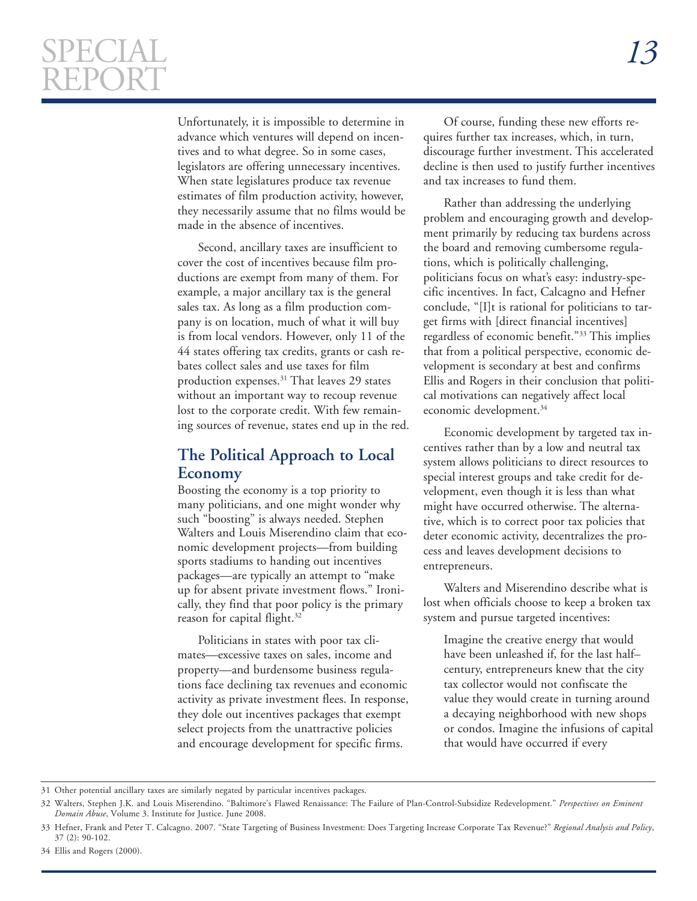Unfortunately, it is impossible to determine in advance which ventures will depend on incentives and to what degree. So in some cases, legislators are offering unnecessary incentives. When state legislatures produce tax revenue estimates of film production activity, however, they necessarily assume that no films would be made in the absence of incentives.

Second, ancillary taxes are insufficient to cover the cost of incentives because film productions are exempt from many of them. For example, a major ancillary tax is the general sales tax. As long as a film production company is on location, much of what it will buy is from local vendors. However, only 11 of the 44 states offering tax credits, grants or cash rebates collect sales and use taxes for film production expenses.[31] That leaves 29 states without an important way to recoup revenue lost to the corporate credit. With few remaining sources of revenue, states end up in the red.

## The Political Approach to Local Economy

Boosting the economy is a top priority to many politicians, and one might wonder why such "boosting" is always needed. Stephen Walters and Louis Miserendino claim that economic development projects—from building sports stadiums to handing out incentives packages—are typically an attempt to "make up for absent private investment flows." Ironically, they find that poor policy is the primary reason for capital flight.[32]

Politicians in states with poor tax climates—excessive taxes on sales, income and property—and burdensome business regulations face declining tax revenues and economic activity as private investment flees. In response, they dole out incentives packages that exempt select projects from the unattractive policies and encourage development for specific firms.

Of course, funding these new efforts requires further tax increases, which, in turn, discourage further investment. This accelerated decline is then used to justify further incentives and tax increases to fund them.

Rather than addressing the underlying problem and encouraging growth and development primarily by reducing tax burdens across the board and removing cumbersome regulations, which is politically challenging, politicians focus on what's easy: industry-specific incentives. In fact, Calcagno and Hefner conclude, "[I]t is rational for politicians to target firms with [direct financial incentives] regardless of economic benefit."[33] This implies that from a political perspective, economic development is secondary at best and confirms Ellis and Rogers in their conclusion that political motivations can negatively affect local economic development.[34]

Economic development by targeted tax incentives rather than by a low and neutral tax system allows politicians to direct resources to special interest groups and take credit for development, even though it is less than what might have occurred otherwise. The alternative, which is to correct poor tax policies that deter economic activity, decentralizes the process and leaves development decisions to entrepreneurs.

Walters and Miserendino describe what is lost when officials choose to keep a broken tax system and pursue targeted incentives:

> Imagine the creative energy that would have been unleashed if, for the last half–century, entrepreneurs knew that the city tax collector would not confiscate the value they would create in turning around a decaying neighborhood with new shops or condos. Imagine the infusions of capital that would have occurred if every

---

31 Other potential ancillary taxes are similarly negated by particular incentives packages.

32 Walters, Stephen J.K. and Louis Miserendino. "Baltimore's Flawed Renaissance: The Failure of Plan-Control-Subsidize Redevelopment." *Perspectives on Eminent Domain Abuse*, Volume 3. Institute for Justice. June 2008.

33 Hefner, Frank and Peter T. Calcagno. 2007. "State Targeting of Business Investment: Does Targeting Increase Corporate Tax Revenue?" *Regional Analysis and Policy*, 37 (2): 90-102.

34 Ellis and Rogers (2000).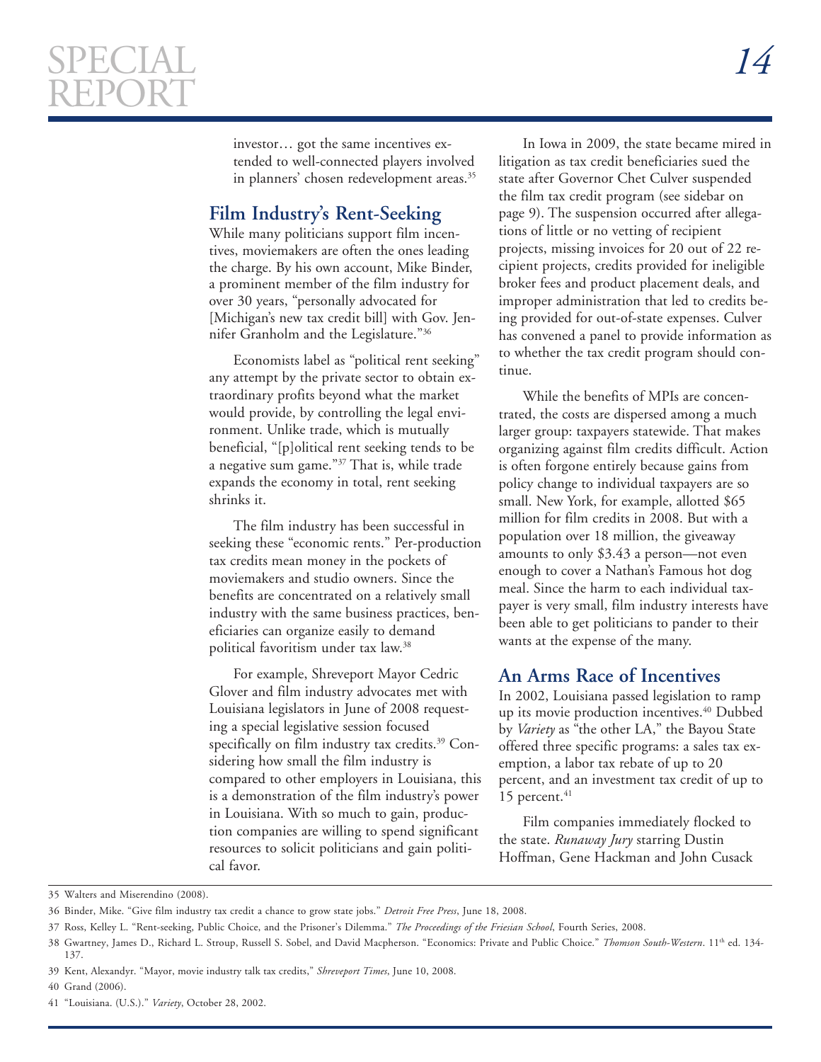investor… got the same incentives extended to well-connected players involved in planners' chosen redevelopment areas.[35]

## Film Industry's Rent-Seeking

While many politicians support film incentives, moviemakers are often the ones leading the charge. By his own account, Mike Binder, a prominent member of the film industry for over 30 years, "personally advocated for [Michigan's new tax credit bill] with Gov. Jennifer Granholm and the Legislature."[36]

Economists label as "political rent seeking" any attempt by the private sector to obtain extraordinary profits beyond what the market would provide, by controlling the legal environment. Unlike trade, which is mutually beneficial, "[p]olitical rent seeking tends to be a negative sum game."[37] That is, while trade expands the economy in total, rent seeking shrinks it.

The film industry has been successful in seeking these "economic rents." Per-production tax credits mean money in the pockets of moviemakers and studio owners. Since the benefits are concentrated on a relatively small industry with the same business practices, beneficiaries can organize easily to demand political favoritism under tax law.[38]

For example, Shreveport Mayor Cedric Glover and film industry advocates met with Louisiana legislators in June of 2008 requesting a special legislative session focused specifically on film industry tax credits.[39] Considering how small the film industry is compared to other employers in Louisiana, this is a demonstration of the film industry's power in Louisiana. With so much to gain, production companies are willing to spend significant resources to solicit politicians and gain political favor.

In Iowa in 2009, the state became mired in litigation as tax credit beneficiaries sued the state after Governor Chet Culver suspended the film tax credit program (see sidebar on page 9). The suspension occurred after allegations of little or no vetting of recipient projects, missing invoices for 20 out of 22 recipient projects, credits provided for ineligible broker fees and product placement deals, and improper administration that led to credits being provided for out-of-state expenses. Culver has convened a panel to provide information as to whether the tax credit program should continue.

While the benefits of MPIs are concentrated, the costs are dispersed among a much larger group: taxpayers statewide. That makes organizing against film credits difficult. Action is often forgone entirely because gains from policy change to individual taxpayers are so small. New York, for example, allotted $65 million for film credits in 2008. But with a population over 18 million, the giveaway amounts to only $3.43 a person—not even enough to cover a Nathan's Famous hot dog meal. Since the harm to each individual taxpayer is very small, film industry interests have been able to get politicians to pander to their wants at the expense of the many.

## An Arms Race of Incentives

In 2002, Louisiana passed legislation to ramp up its movie production incentives.[40] Dubbed by *Variety* as "the other LA," the Bayou State offered three specific programs: a sales tax exemption, a labor tax rebate of up to 20 percent, and an investment tax credit of up to 15 percent.[41]

Film companies immediately flocked to the state. *Runaway Jury* starring Dustin Hoffman, Gene Hackman and John Cusack

---

35 Walters and Miserendino (2008).

36 Binder, Mike. "Give film industry tax credit a chance to grow state jobs." *Detroit Free Press*, June 18, 2008.

37 Ross, Kelley L. "Rent-seeking, Public Choice, and the Prisoner's Dilemma." *The Proceedings of the Friesian School*, Fourth Series, 2008.

38 Gwartney, James D., Richard L. Stroup, Russell S. Sobel, and David Macpherson. "Economics: Private and Public Choice." *Thomson South-Western*. 11th ed. 134-137.

39 Kent, Alexandyr. "Mayor, movie industry talk tax credits," *Shreveport Times*, June 10, 2008.

40 Grand (2006).

41 "Louisiana. (U.S.)." *Variety*, October 28, 2002.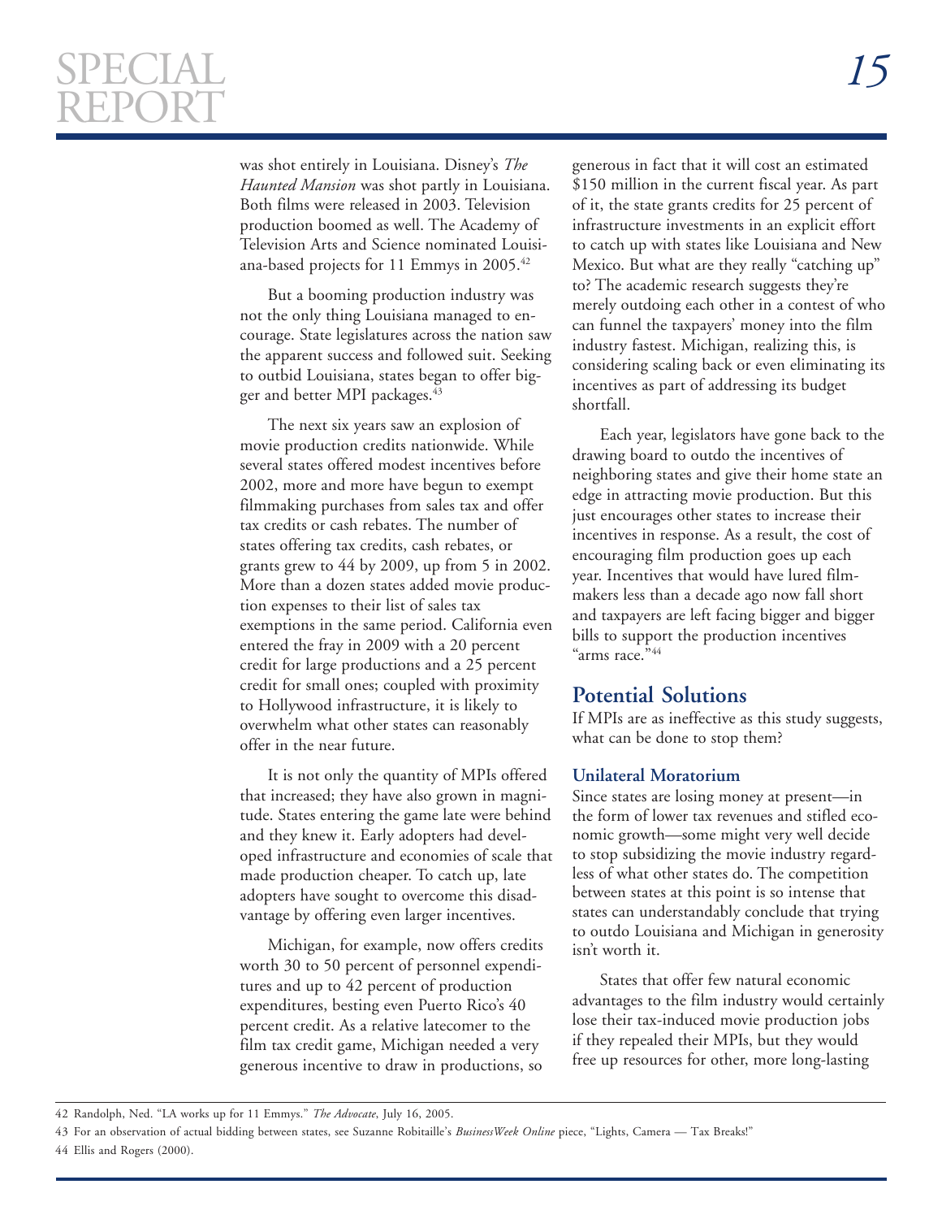was shot entirely in Louisiana. Disney's *The Haunted Mansion* was shot partly in Louisiana. Both films were released in 2003. Television production boomed as well. The Academy of Television Arts and Science nominated Louisiana-based projects for 11 Emmys in 2005.[42]

But a booming production industry was not the only thing Louisiana managed to encourage. State legislatures across the nation saw the apparent success and followed suit. Seeking to outbid Louisiana, states began to offer bigger and better MPI packages.[43]

The next six years saw an explosion of movie production credits nationwide. While several states offered modest incentives before 2002, more and more have begun to exempt filmmaking purchases from sales tax and offer tax credits or cash rebates. The number of states offering tax credits, cash rebates, or grants grew to 44 by 2009, up from 5 in 2002. More than a dozen states added movie production expenses to their list of sales tax exemptions in the same period. California even entered the fray in 2009 with a 20 percent credit for large productions and a 25 percent credit for small ones; coupled with proximity to Hollywood infrastructure, it is likely to overwhelm what other states can reasonably offer in the near future.

It is not only the quantity of MPIs offered that increased; they have also grown in magnitude. States entering the game late were behind and they knew it. Early adopters had developed infrastructure and economies of scale that made production cheaper. To catch up, late adopters have sought to overcome this disadvantage by offering even larger incentives.

Michigan, for example, now offers credits worth 30 to 50 percent of personnel expenditures and up to 42 percent of production expenditures, besting even Puerto Rico's 40 percent credit. As a relative latecomer to the film tax credit game, Michigan needed a very generous incentive to draw in productions, so generous in fact that it will cost an estimated $150 million in the current fiscal year. As part of it, the state grants credits for 25 percent of infrastructure investments in an explicit effort to catch up with states like Louisiana and New Mexico. But what are they really "catching up" to? The academic research suggests they're merely outdoing each other in a contest of who can funnel the taxpayers' money into the film industry fastest. Michigan, realizing this, is considering scaling back or even eliminating its incentives as part of addressing its budget shortfall.

Each year, legislators have gone back to the drawing board to outdo the incentives of neighboring states and give their home state an edge in attracting movie production. But this just encourages other states to increase their incentives in response. As a result, the cost of encouraging film production goes up each year. Incentives that would have lured filmmakers less than a decade ago now fall short and taxpayers are left facing bigger and bigger bills to support the production incentives "arms race."[44]

## Potential Solutions

If MPIs are as ineffective as this study suggests, what can be done to stop them?

### Unilateral Moratorium

Since states are losing money at present—in the form of lower tax revenues and stifled economic growth—some might very well decide to stop subsidizing the movie industry regardless of what other states do. The competition between states at this point is so intense that states can understandably conclude that trying to outdo Louisiana and Michigan in generosity isn't worth it.

States that offer few natural economic advantages to the film industry would certainly lose their tax-induced movie production jobs if they repealed their MPIs, but they would free up resources for other, more long-lasting

---

42 Randolph, Ned. "LA works up for 11 Emmys." *The Advocate*, July 16, 2005.

43 For an observation of actual bidding between states, see Suzanne Robitaille's *BusinessWeek Online* piece, "Lights, Camera — Tax Breaks!"

44 Ellis and Rogers (2000).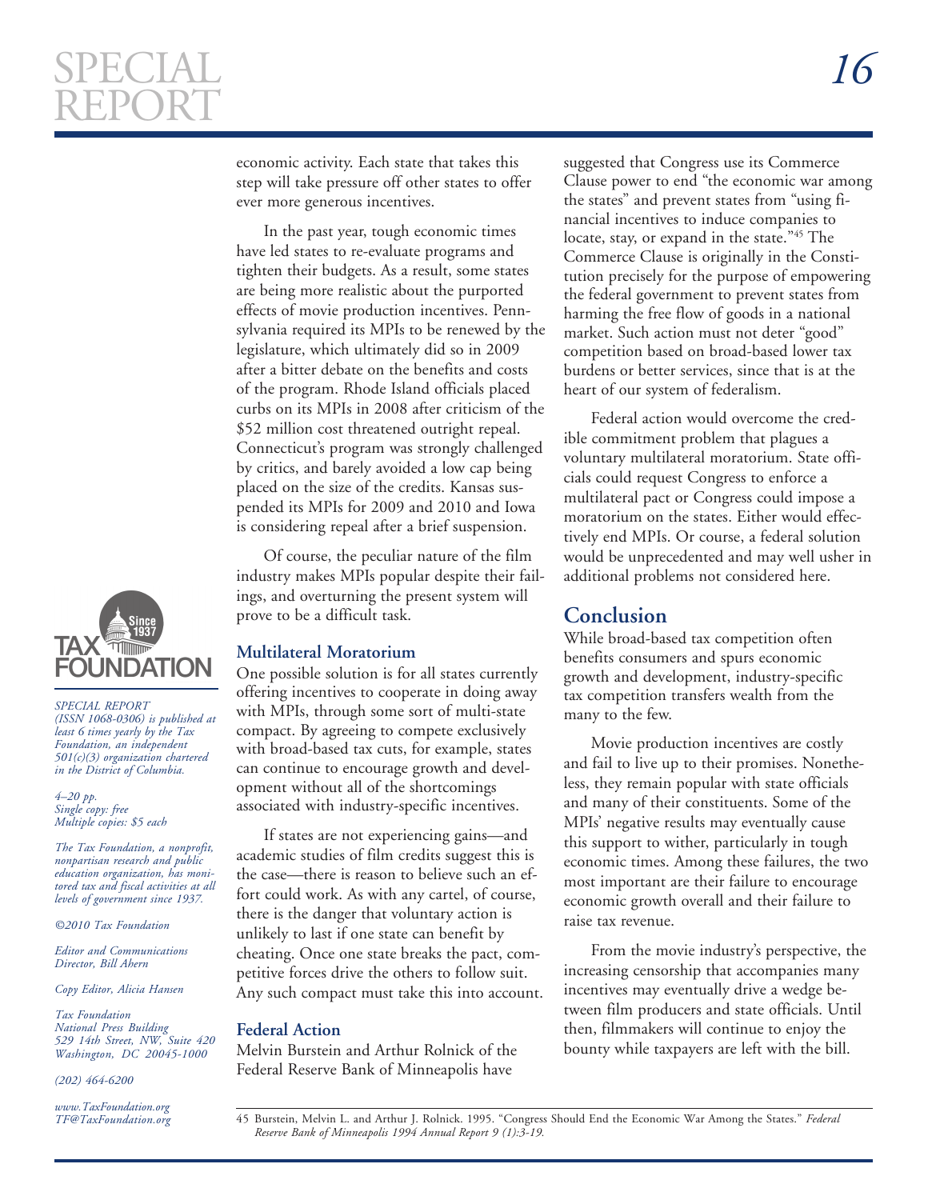economic activity. Each state that takes this step will take pressure off other states to offer ever more generous incentives.

In the past year, tough economic times have led states to re-evaluate programs and tighten their budgets. As a result, some states are being more realistic about the purported effects of movie production incentives. Pennsylvania required its MPIs to be renewed by the legislature, which ultimately did so in 2009 after a bitter debate on the benefits and costs of the program. Rhode Island officials placed curbs on its MPIs in 2008 after criticism of the $52 million cost threatened outright repeal. Connecticut's program was strongly challenged by critics, and barely avoided a low cap being placed on the size of the credits. Kansas suspended its MPIs for 2009 and 2010 and Iowa is considering repeal after a brief suspension.

Of course, the peculiar nature of the film industry makes MPIs popular despite their failings, and overturning the present system will prove to be a difficult task.

### Multilateral Moratorium

One possible solution is for all states currently offering incentives to cooperate in doing away with MPIs, through some sort of multi-state compact. By agreeing to compete exclusively with broad-based tax cuts, for example, states can continue to encourage growth and development without all of the shortcomings associated with industry-specific incentives.

If states are not experiencing gains—and academic studies of film credits suggest this is the case—there is reason to believe such an effort could work. As with any cartel, of course, there is the danger that voluntary action is unlikely to last if one state can benefit by cheating. Once one state breaks the pact, competitive forces drive the others to follow suit. Any such compact must take this into account.

### Federal Action

Melvin Burstein and Arthur Rolnick of the Federal Reserve Bank of Minneapolis have suggested that Congress use its Commerce Clause power to end "the economic war among the states" and prevent states from "using financial incentives to induce companies to locate, stay, or expand in the state."[45] The Commerce Clause is originally in the Constitution precisely for the purpose of empowering the federal government to prevent states from harming the free flow of goods in a national market. Such action must not deter "good" competition based on broad-based lower tax burdens or better services, since that is at the heart of our system of federalism.

Federal action would overcome the credible commitment problem that plagues a voluntary multilateral moratorium. State officials could request Congress to enforce a multilateral pact or Congress could impose a moratorium on the states. Either would effectively end MPIs. Or course, a federal solution would be unprecedented and may well usher in additional problems not considered here.

## Conclusion

While broad-based tax competition often benefits consumers and spurs economic growth and development, industry-specific tax competition transfers wealth from the many to the few.

Movie production incentives are costly and fail to live up to their promises. Nonetheless, they remain popular with state officials and many of their constituents. Some of the MPIs' negative results may eventually cause this support to wither, particularly in tough economic times. Among these failures, the two most important are their failure to encourage economic growth overall and their failure to raise tax revenue.

From the movie industry's perspective, the increasing censorship that accompanies many incentives may eventually drive a wedge between film producers and state officials. Until then, filmmakers will continue to enjoy the bounty while taxpayers are left with the bill.

*SPECIAL REPORT (ISSN 1068-0306) is published at least 6 times yearly by the Tax Foundation, an independent 501(c)(3) organization chartered in the District of Columbia.*

*4–20 pp.*
*Single copy: free*
*Multiple copies: $5 each*

*The Tax Foundation, a nonprofit, nonpartisan research and public education organization, has monitored tax and fiscal activities at all levels of government since 1937.*

*©2010 Tax Foundation*

*Editor and Communications Director, Bill Ahern*

*Copy Editor, Alicia Hansen*

*Tax Foundation*
*National Press Building*
*529 14th Street, NW, Suite 420*
*Washington, DC 20045-1000*

*(202) 464-6200*

*www.TaxFoundation.org*
*TF@TaxFoundation.org*

45 Burstein, Melvin L. and Arthur J. Rolnick. 1995. "Congress Should End the Economic War Among the States." *Federal Reserve Bank of Minneapolis 1994 Annual Report 9 (1):3-19.*